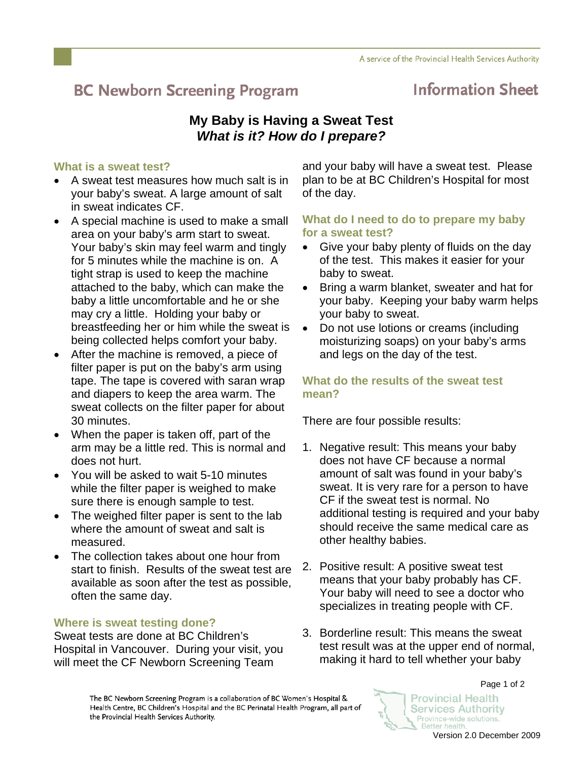# BC Newborn Screening Program — Information Sheet

## My Baby is Having a Sweat Test
### *What is it? How do I prepare?*

### What is a sweat test?

- A sweat test measures how much salt is in your baby's sweat. A large amount of salt in sweat indicates CF.
- A special machine is used to make a small area on your baby's arm start to sweat. Your baby's skin may feel warm and tingly for 5 minutes while the machine is on. A tight strap is used to keep the machine attached to the baby, which can make the baby a little uncomfortable and he or she may cry a little. Holding your baby or breastfeeding her or him while the sweat is being collected helps comfort your baby.
- After the machine is removed, a piece of filter paper is put on the baby's arm using tape. The tape is covered with saran wrap and diapers to keep the area warm. The sweat collects on the filter paper for about 30 minutes.
- When the paper is taken off, part of the arm may be a little red. This is normal and does not hurt.
- You will be asked to wait 5-10 minutes while the filter paper is weighed to make sure there is enough sample to test.
- The weighed filter paper is sent to the lab where the amount of sweat and salt is measured.
- The collection takes about one hour from start to finish. Results of the sweat test are available as soon after the test as possible, often the same day.

### Where is sweat testing done?

Sweat tests are done at BC Children's Hospital in Vancouver. During your visit, you will meet the CF Newborn Screening Team and your baby will have a sweat test. Please plan to be at BC Children's Hospital for most of the day.

### What do I need to do to prepare my baby for a sweat test?

- Give your baby plenty of fluids on the day of the test. This makes it easier for your baby to sweat.
- Bring a warm blanket, sweater and hat for your baby. Keeping your baby warm helps your baby to sweat.
- Do not use lotions or creams (including moisturizing soaps) on your baby's arms and legs on the day of the test.

### What do the results of the sweat test mean?

There are four possible results:

1. Negative result: This means your baby does not have CF because a normal amount of salt was found in your baby's sweat. It is very rare for a person to have CF if the sweat test is normal. No additional testing is required and your baby should receive the same medical care as other healthy babies.

2. Positive result: A positive sweat test means that your baby probably has CF. Your baby will need to see a doctor who specializes in treating people with CF.

3. Borderline result: This means the sweat test result was at the upper end of normal, making it hard to tell whether your baby

The BC Newborn Screening Program is a collaboration of BC Women's Hospital & Health Centre, BC Children's Hospital and the BC Perinatal Health Program, all part of the Provincial Health Services Authority.

Version 2.0 December 2009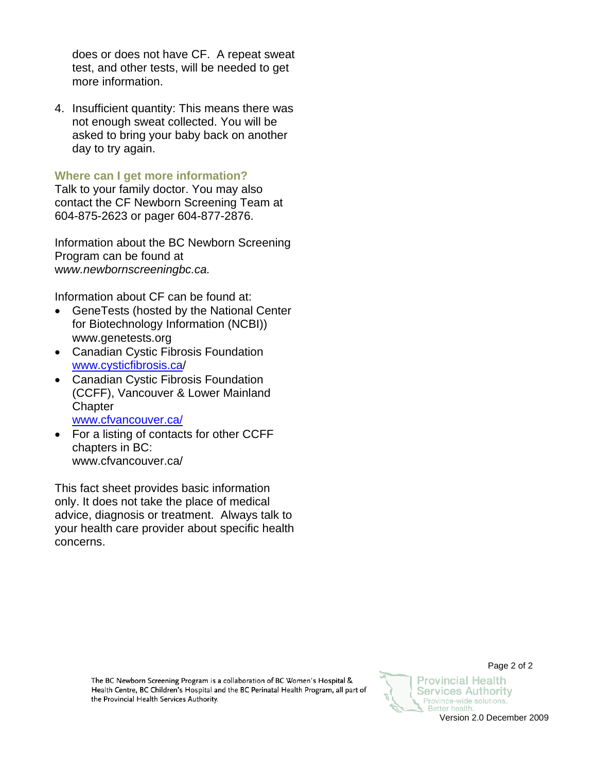does or does not have CF. A repeat sweat test, and other tests, will be needed to get more information.

4. Insufficient quantity: This means there was not enough sweat collected. You will be asked to bring your baby back on another day to try again.

### Where can I get more information?

Talk to your family doctor. You may also contact the CF Newborn Screening Team at 604-875-2623 or pager 604-877-2876.

Information about the BC Newborn Screening Program can be found at *www.newbornscreeningbc.ca.*

Information about CF can be found at:

- GeneTests (hosted by the National Center for Biotechnology Information (NCBI)) www.genetests.org
- Canadian Cystic Fibrosis Foundation www.cysticfibrosis.ca/
- Canadian Cystic Fibrosis Foundation (CCFF), Vancouver & Lower Mainland Chapter www.cfvancouver.ca/
- For a listing of contacts for other CCFF chapters in BC: www.cfvancouver.ca/

This fact sheet provides basic information only. It does not take the place of medical advice, diagnosis or treatment. Always talk to your health care provider about specific health concerns.

The BC Newborn Screening Program is a collaboration of BC Women's Hospital & Health Centre, BC Children's Hospital and the BC Perinatal Health Program, all part of the Provincial Health Services Authority.

Provincial Health Services Authority
Province-wide solutions. Better health.

Version 2.0 December 2009